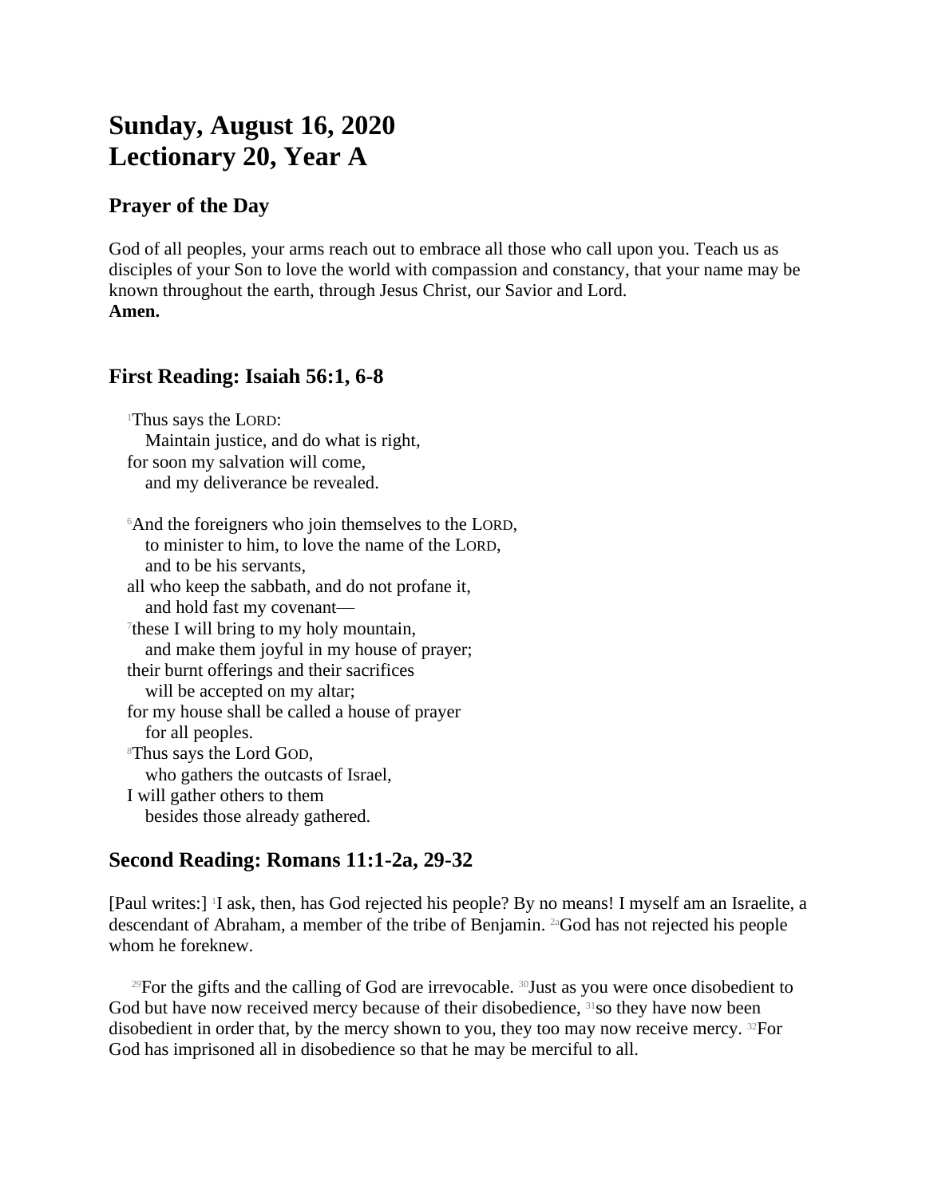# Sunday, August 16, 2020
# Lectionary 20, Year A

## Prayer of the Day

God of all peoples, your arms reach out to embrace all those who call upon you. Teach us as disciples of your Son to love the world with compassion and constancy, that your name may be known throughout the earth, through Jesus Christ, our Savior and Lord.
**Amen.**

## First Reading: Isaiah 56:1, 6-8

[1]Thus says the LORD:
Maintain justice, and do what is right,
for soon my salvation will come,
and my deliverance be revealed.

[6]And the foreigners who join themselves to the LORD,
to minister to him, to love the name of the LORD,
and to be his servants,
all who keep the sabbath, and do not profane it,
and hold fast my covenant—
[7]these I will bring to my holy mountain,
and make them joyful in my house of prayer;
their burnt offerings and their sacrifices
will be accepted on my altar;
for my house shall be called a house of prayer
for all peoples.
[8]Thus says the Lord GOD,
who gathers the outcasts of Israel,
I will gather others to them
besides those already gathered.

## Second Reading: Romans 11:1-2a, 29-32

[Paul writes:] [1]I ask, then, has God rejected his people? By no means! I myself am an Israelite, a descendant of Abraham, a member of the tribe of Benjamin. [2a]God has not rejected his people whom he foreknew.

[29]For the gifts and the calling of God are irrevocable. [30]Just as you were once disobedient to God but have now received mercy because of their disobedience, [31]so they have now been disobedient in order that, by the mercy shown to you, they too may now receive mercy. [32]For God has imprisoned all in disobedience so that he may be merciful to all.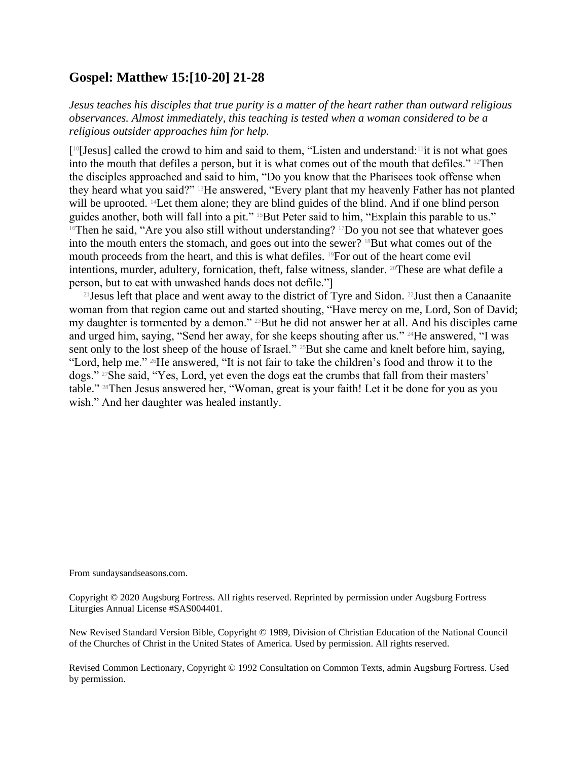## Gospel: Matthew 15:[10-20] 21-28

*Jesus teaches his disciples that true purity is a matter of the heart rather than outward religious observances. Almost immediately, this teaching is tested when a woman considered to be a religious outsider approaches him for help.*

[[10][Jesus] called the crowd to him and said to them, "Listen and understand: [11]it is not what goes into the mouth that defiles a person, but it is what comes out of the mouth that defiles." [12]Then the disciples approached and said to him, "Do you know that the Pharisees took offense when they heard what you said?" [13]He answered, "Every plant that my heavenly Father has not planted will be uprooted. [14]Let them alone; they are blind guides of the blind. And if one blind person guides another, both will fall into a pit." [15]But Peter said to him, "Explain this parable to us." [16]Then he said, "Are you also still without understanding? [17]Do you not see that whatever goes into the mouth enters the stomach, and goes out into the sewer? [18]But what comes out of the mouth proceeds from the heart, and this is what defiles. [19]For out of the heart come evil intentions, murder, adultery, fornication, theft, false witness, slander. [20]These are what defile a person, but to eat with unwashed hands does not defile."]

[21]Jesus left that place and went away to the district of Tyre and Sidon. [22]Just then a Canaanite woman from that region came out and started shouting, "Have mercy on me, Lord, Son of David; my daughter is tormented by a demon." [23]But he did not answer her at all. And his disciples came and urged him, saying, "Send her away, for she keeps shouting after us." [24]He answered, "I was sent only to the lost sheep of the house of Israel." [25]But she came and knelt before him, saying, "Lord, help me." [26]He answered, "It is not fair to take the children's food and throw it to the dogs." [27]She said, "Yes, Lord, yet even the dogs eat the crumbs that fall from their masters' table." [28]Then Jesus answered her, "Woman, great is your faith! Let it be done for you as you wish." And her daughter was healed instantly.

From sundaysandseasons.com.

Copyright © 2020 Augsburg Fortress. All rights reserved. Reprinted by permission under Augsburg Fortress Liturgies Annual License #SAS004401.

New Revised Standard Version Bible, Copyright © 1989, Division of Christian Education of the National Council of the Churches of Christ in the United States of America. Used by permission. All rights reserved.

Revised Common Lectionary, Copyright © 1992 Consultation on Common Texts, admin Augsburg Fortress. Used by permission.